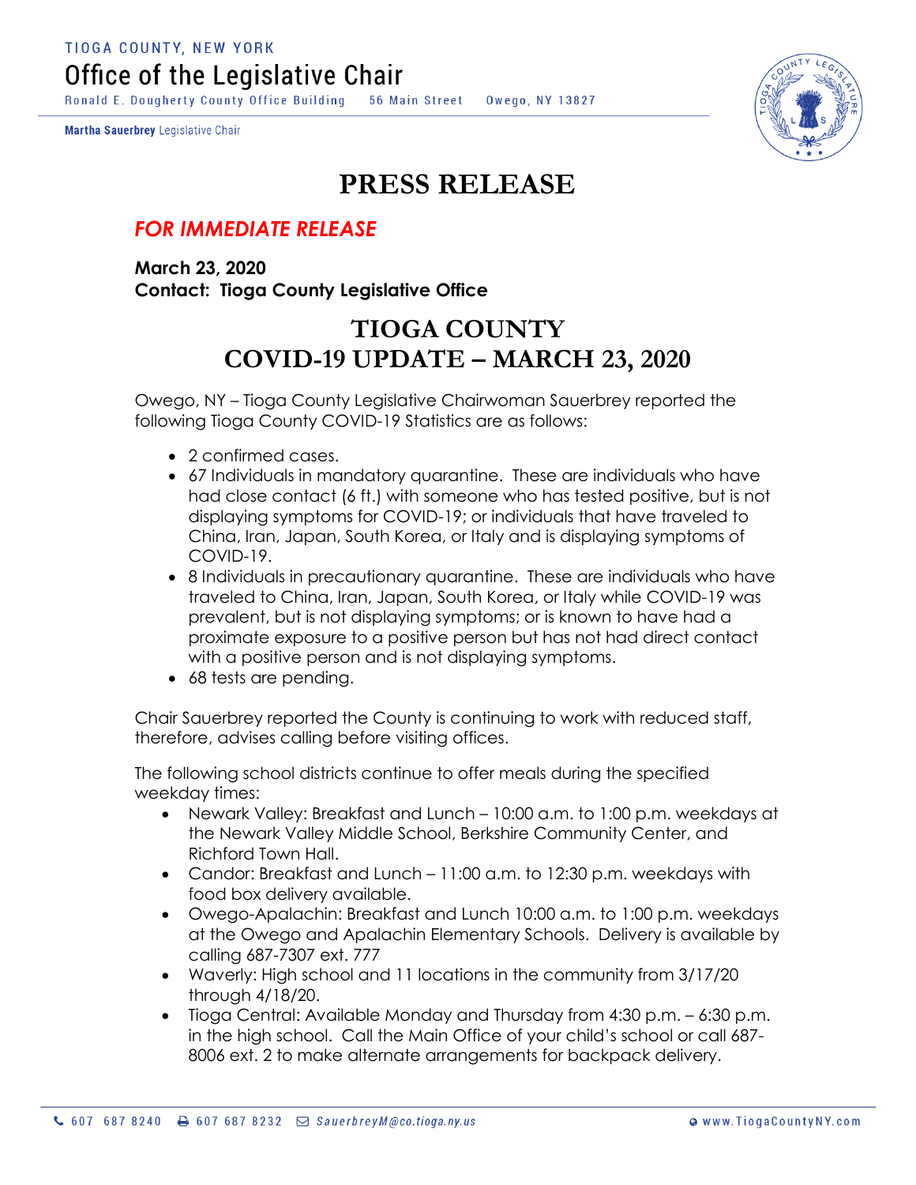TIOGA COUNTY, NEW YORK

# Office of the Legislative Chair

Ronald E. Dougherty County Office Building 56 Main Street Owego, NY 13827

**Martha Sauerbrey** Legislative Chair

# PRESS RELEASE

***FOR IMMEDIATE RELEASE***

**March 23, 2020**
**Contact: Tioga County Legislative Office**

## TIOGA COUNTY
## COVID-19 UPDATE – MARCH 23, 2020

Owego, NY – Tioga County Legislative Chairwoman Sauerbrey reported the following Tioga County COVID-19 Statistics are as follows:

- 2 confirmed cases.
- 67 Individuals in mandatory quarantine. These are individuals who have had close contact (6 ft.) with someone who has tested positive, but is not displaying symptoms for COVID-19; or individuals that have traveled to China, Iran, Japan, South Korea, or Italy and is displaying symptoms of COVID-19.
- 8 Individuals in precautionary quarantine. These are individuals who have traveled to China, Iran, Japan, South Korea, or Italy while COVID-19 was prevalent, but is not displaying symptoms; or is known to have had a proximate exposure to a positive person but has not had direct contact with a positive person and is not displaying symptoms.
- 68 tests are pending.

Chair Sauerbrey reported the County is continuing to work with reduced staff, therefore, advises calling before visiting offices.

The following school districts continue to offer meals during the specified weekday times:

- Newark Valley: Breakfast and Lunch – 10:00 a.m. to 1:00 p.m. weekdays at the Newark Valley Middle School, Berkshire Community Center, and Richford Town Hall.
- Candor: Breakfast and Lunch – 11:00 a.m. to 12:30 p.m. weekdays with food box delivery available.
- Owego-Apalachin: Breakfast and Lunch 10:00 a.m. to 1:00 p.m. weekdays at the Owego and Apalachin Elementary Schools. Delivery is available by calling 687-7307 ext. 777
- Waverly: High school and 11 locations in the community from 3/17/20 through 4/18/20.
- Tioga Central: Available Monday and Thursday from 4:30 p.m. – 6:30 p.m. in the high school. Call the Main Office of your child's school or call 687-8006 ext. 2 to make alternate arrangements for backpack delivery.

607 687 8240 607 687 8232 SauerbreyM@co.tioga.ny.us www.TiogaCountyNY.com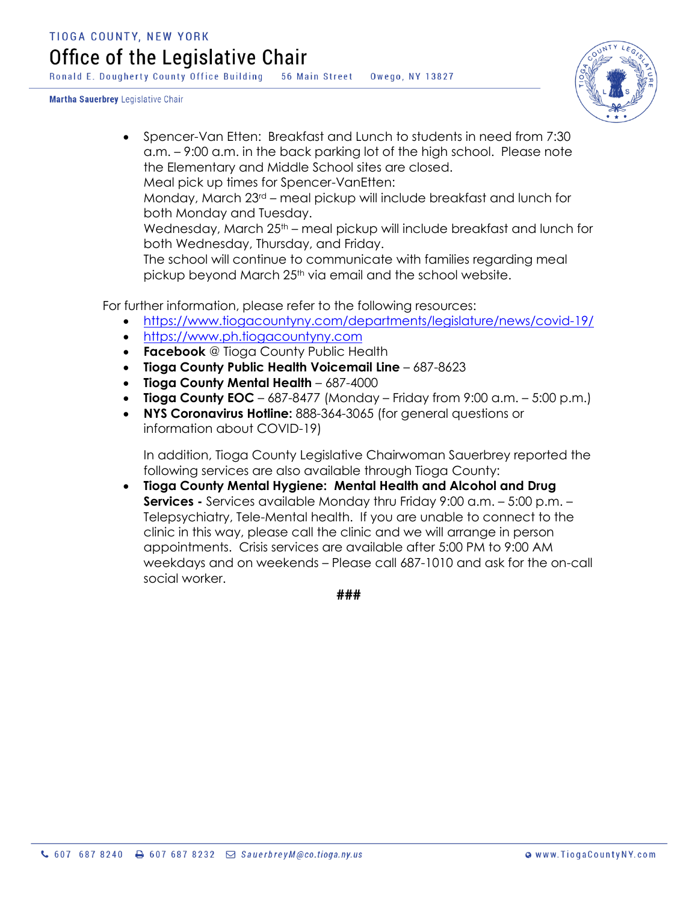- Spencer-Van Etten: Breakfast and Lunch to students in need from 7:30 a.m. – 9:00 a.m. in the back parking lot of the high school. Please note the Elementary and Middle School sites are closed.
  Meal pick up times for Spencer-VanEtten:
  Monday, March 23rd – meal pickup will include breakfast and lunch for both Monday and Tuesday.
  Wednesday, March 25th – meal pickup will include breakfast and lunch for both Wednesday, Thursday, and Friday.
  The school will continue to communicate with families regarding meal pickup beyond March 25th via email and the school website.

For further information, please refer to the following resources:

- https://www.tiogacountyny.com/departments/legislature/news/covid-19/
- https://www.ph.tiogacountyny.com
- **Facebook** @ Tioga County Public Health
- **Tioga County Public Health Voicemail Line** – 687-8623
- **Tioga County Mental Health** – 687-4000
- **Tioga County EOC** – 687-8477 (Monday – Friday from 9:00 a.m. – 5:00 p.m.)
- **NYS Coronavirus Hotline:** 888-364-3065 (for general questions or information about COVID-19)

  In addition, Tioga County Legislative Chairwoman Sauerbrey reported the following services are also available through Tioga County:

- **Tioga County Mental Hygiene: Mental Health and Alcohol and Drug Services -** Services available Monday thru Friday 9:00 a.m. – 5:00 p.m. – Telepsychiatry, Tele-Mental health. If you are unable to connect to the clinic in this way, please call the clinic and we will arrange in person appointments. Crisis services are available after 5:00 PM to 9:00 AM weekdays and on weekends – Please call 687-1010 and ask for the on-call social worker.

###